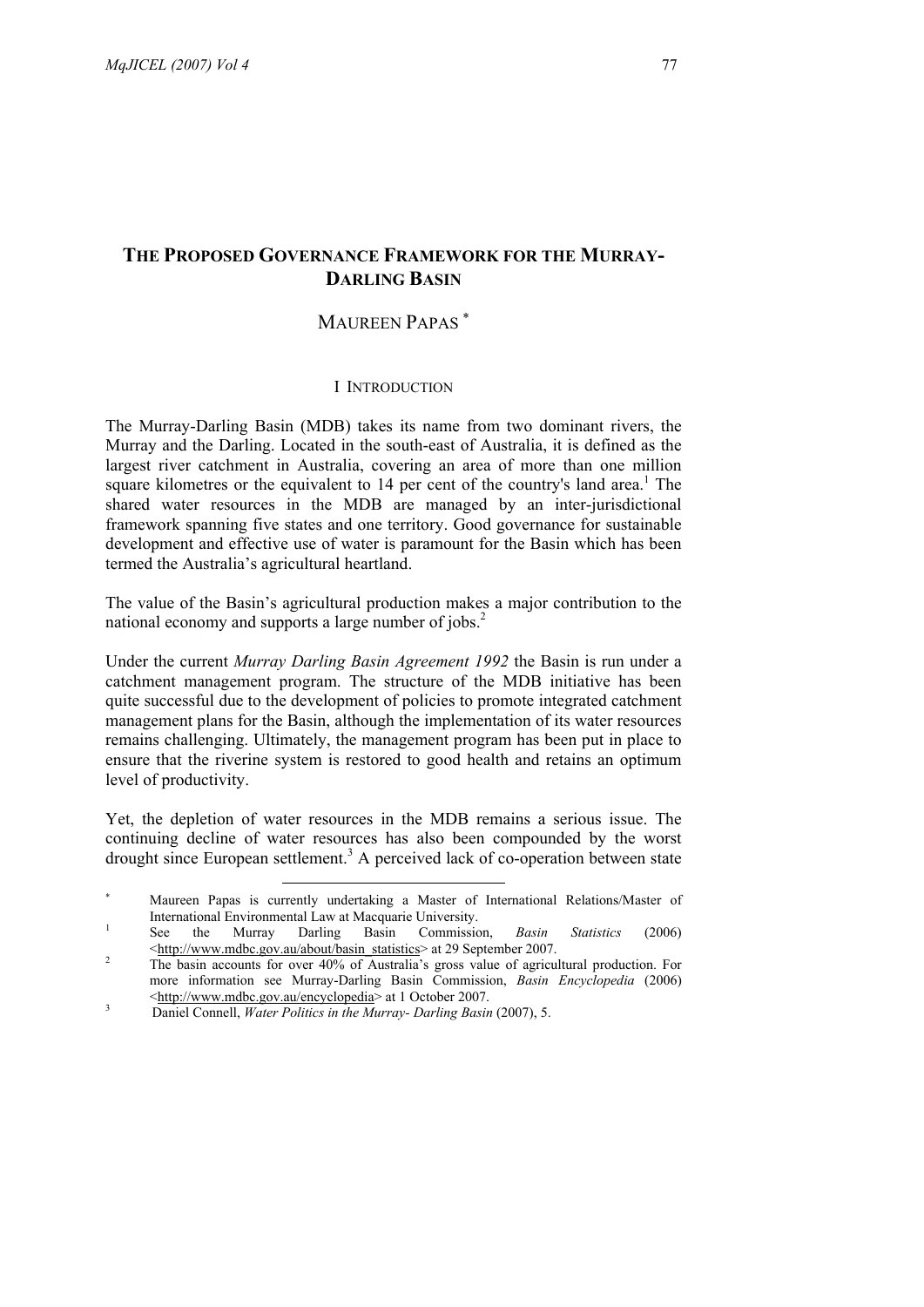# THE PROPOSED GOVERNANCE FRAMEWORK FOR THE MURRAY-DARLING BASIN

MAUREEN PAPAS *

## I INTRODUCTION

The Murray-Darling Basin (MDB) takes its name from two dominant rivers, the Murray and the Darling. Located in the south-east of Australia, it is defined as the largest river catchment in Australia, covering an area of more than one million square kilometres or the equivalent to 14 per cent of the country's land area.[1] The shared water resources in the MDB are managed by an inter-jurisdictional framework spanning five states and one territory. Good governance for sustainable development and effective use of water is paramount for the Basin which has been termed the Australia's agricultural heartland.

The value of the Basin's agricultural production makes a major contribution to the national economy and supports a large number of jobs.[2]

Under the current *Murray Darling Basin Agreement 1992* the Basin is run under a catchment management program. The structure of the MDB initiative has been quite successful due to the development of policies to promote integrated catchment management plans for the Basin, although the implementation of its water resources remains challenging. Ultimately, the management program has been put in place to ensure that the riverine system is restored to good health and retains an optimum level of productivity.

Yet, the depletion of water resources in the MDB remains a serious issue. The continuing decline of water resources has also been compounded by the worst drought since European settlement.[3] A perceived lack of co-operation between state

---

\* Maureen Papas is currently undertaking a Master of International Relations/Master of International Environmental Law at Macquarie University.

1 See the Murray Darling Basin Commission, *Basin Statistics* (2006) <http://www.mdbc.gov.au/about/basin_statistics> at 29 September 2007.

2 The basin accounts for over 40% of Australia's gross value of agricultural production. For more information see Murray-Darling Basin Commission, *Basin Encyclopedia* (2006) <http://www.mdbc.gov.au/encyclopedia> at 1 October 2007.

3 Daniel Connell, *Water Politics in the Murray- Darling Basin* (2007), 5.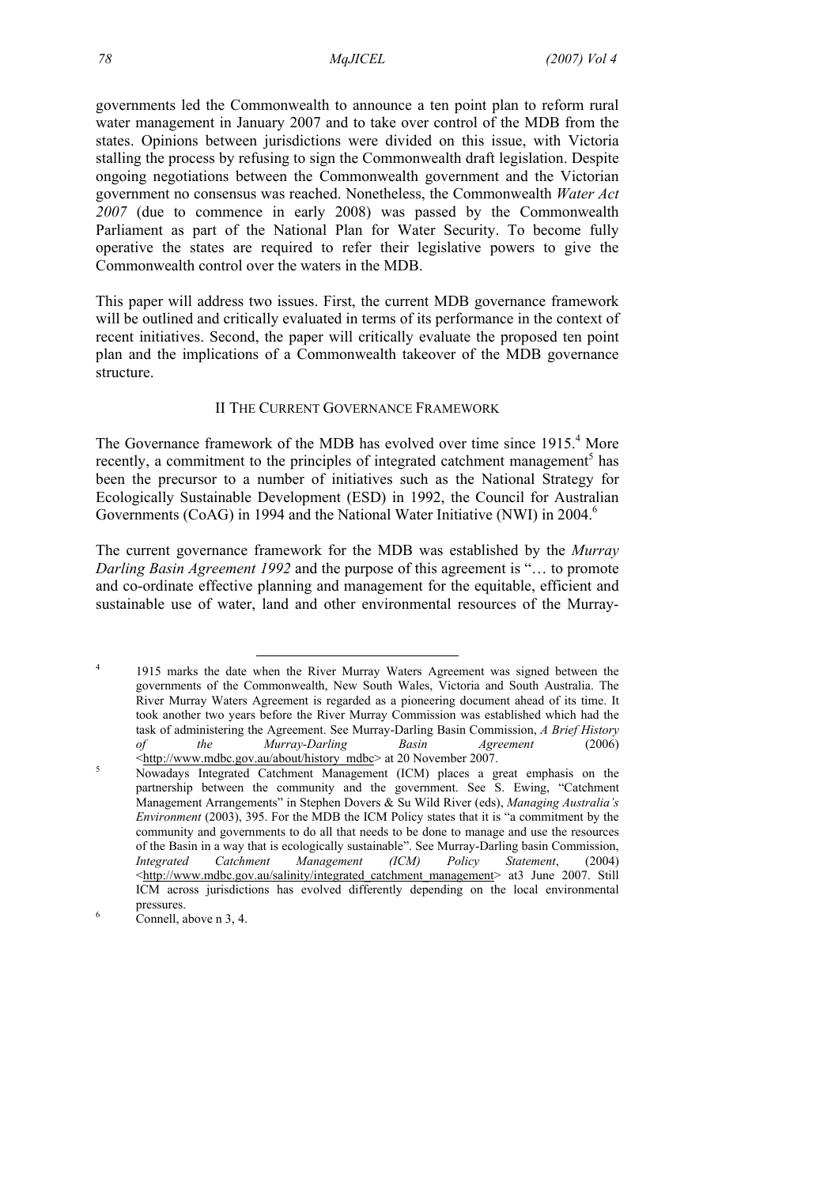governments led the Commonwealth to announce a ten point plan to reform rural water management in January 2007 and to take over control of the MDB from the states. Opinions between jurisdictions were divided on this issue, with Victoria stalling the process by refusing to sign the Commonwealth draft legislation. Despite ongoing negotiations between the Commonwealth government and the Victorian government no consensus was reached. Nonetheless, the Commonwealth *Water Act 2007* (due to commence in early 2008) was passed by the Commonwealth Parliament as part of the National Plan for Water Security. To become fully operative the states are required to refer their legislative powers to give the Commonwealth control over the waters in the MDB.

This paper will address two issues. First, the current MDB governance framework will be outlined and critically evaluated in terms of its performance in the context of recent initiatives. Second, the paper will critically evaluate the proposed ten point plan and the implications of a Commonwealth takeover of the MDB governance structure.

## II The Current Governance Framework

The Governance framework of the MDB has evolved over time since 1915.[4] More recently, a commitment to the principles of integrated catchment management[5] has been the precursor to a number of initiatives such as the National Strategy for Ecologically Sustainable Development (ESD) in 1992, the Council for Australian Governments (CoAG) in 1994 and the National Water Initiative (NWI) in 2004.[6]

The current governance framework for the MDB was established by the *Murray Darling Basin Agreement 1992* and the purpose of this agreement is "… to promote and co-ordinate effective planning and management for the equitable, efficient and sustainable use of water, land and other environmental resources of the Murray-

---

[4] 1915 marks the date when the River Murray Waters Agreement was signed between the governments of the Commonwealth, New South Wales, Victoria and South Australia. The River Murray Waters Agreement is regarded as a pioneering document ahead of its time. It took another two years before the River Murray Commission was established which had the task of administering the Agreement. See Murray-Darling Basin Commission, *A Brief History of the Murray-Darling Basin Agreement* (2006) <http://www.mdbc.gov.au/about/history_mdbc> at 20 November 2007.

[5] Nowadays Integrated Catchment Management (ICM) places a great emphasis on the partnership between the community and the government. See S. Ewing, "Catchment Management Arrangements" in Stephen Dovers & Su Wild River (eds), *Managing Australia's Environment* (2003), 395. For the MDB the ICM Policy states that it is "a commitment by the community and governments to do all that needs to be done to manage and use the resources of the Basin in a way that is ecologically sustainable". See Murray-Darling basin Commission, *Integrated Catchment Management (ICM) Policy Statement*, (2004) <http://www.mdbc.gov.au/salinity/integrated_catchment_management> at3 June 2007. Still ICM across jurisdictions has evolved differently depending on the local environmental pressures.

[6] Connell, above n 3, 4.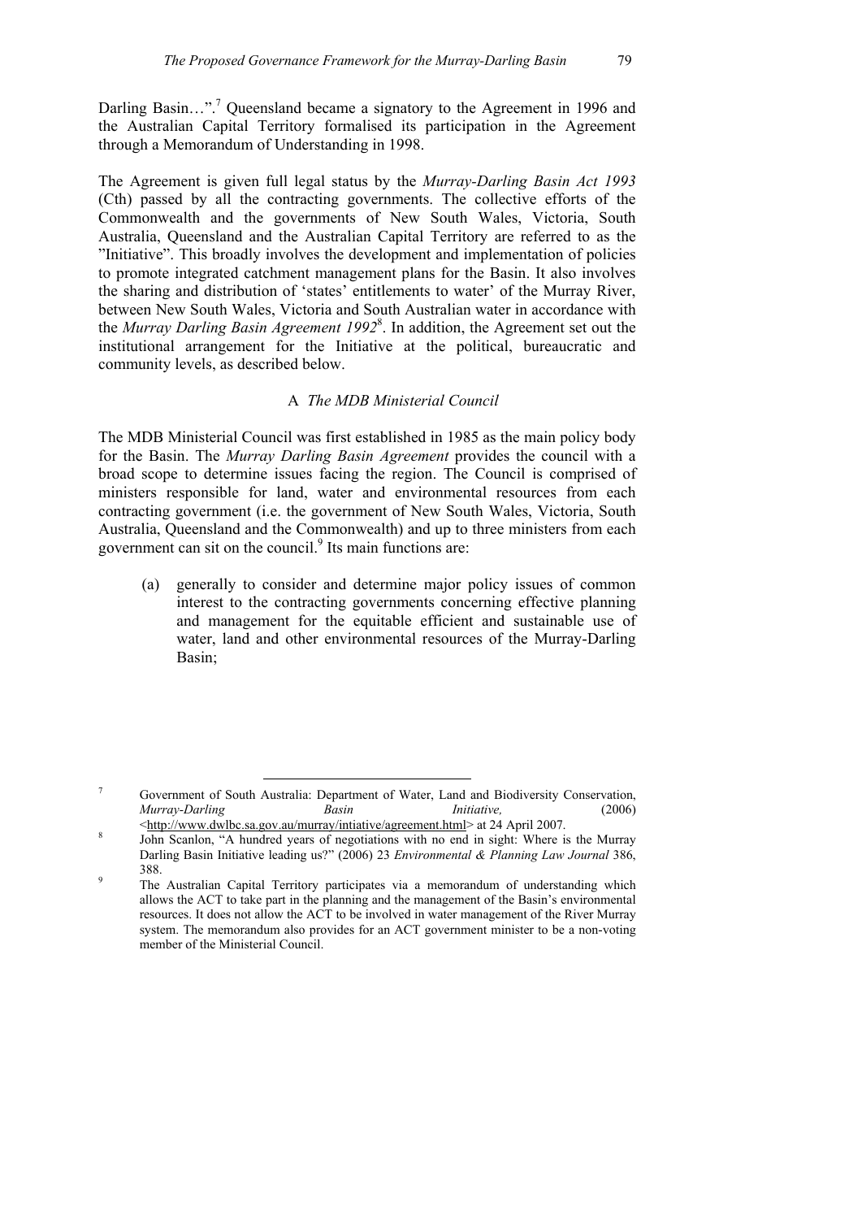Darling Basin…".[7] Queensland became a signatory to the Agreement in 1996 and the Australian Capital Territory formalised its participation in the Agreement through a Memorandum of Understanding in 1998.

The Agreement is given full legal status by the *Murray-Darling Basin Act 1993* (Cth) passed by all the contracting governments. The collective efforts of the Commonwealth and the governments of New South Wales, Victoria, South Australia, Queensland and the Australian Capital Territory are referred to as the "Initiative". This broadly involves the development and implementation of policies to promote integrated catchment management plans for the Basin. It also involves the sharing and distribution of 'states' entitlements to water' of the Murray River, between New South Wales, Victoria and South Australian water in accordance with the *Murray Darling Basin Agreement 1992*[8]. In addition, the Agreement set out the institutional arrangement for the Initiative at the political, bureaucratic and community levels, as described below.

### A *The MDB Ministerial Council*

The MDB Ministerial Council was first established in 1985 as the main policy body for the Basin. The *Murray Darling Basin Agreement* provides the council with a broad scope to determine issues facing the region. The Council is comprised of ministers responsible for land, water and environmental resources from each contracting government (i.e. the government of New South Wales, Victoria, South Australia, Queensland and the Commonwealth) and up to three ministers from each government can sit on the council.[9] Its main functions are:

(a) generally to consider and determine major policy issues of common interest to the contracting governments concerning effective planning and management for the equitable efficient and sustainable use of water, land and other environmental resources of the Murray-Darling Basin;

---

[7] Government of South Australia: Department of Water, Land and Biodiversity Conservation, *Murray-Darling Basin Initiative,* (2006) <http://www.dwlbc.sa.gov.au/murray/intiative/agreement.html> at 24 April 2007.

[8] John Scanlon, "A hundred years of negotiations with no end in sight: Where is the Murray Darling Basin Initiative leading us?" (2006) 23 *Environmental & Planning Law Journal* 386, 388.

[9] The Australian Capital Territory participates via a memorandum of understanding which allows the ACT to take part in the planning and the management of the Basin's environmental resources. It does not allow the ACT to be involved in water management of the River Murray system. The memorandum also provides for an ACT government minister to be a non-voting member of the Ministerial Council.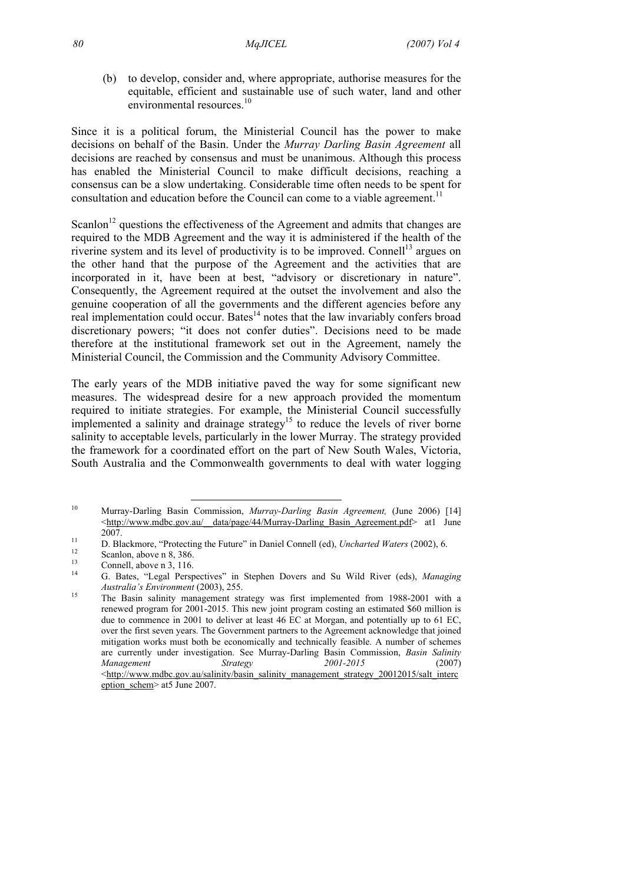(b) to develop, consider and, where appropriate, authorise measures for the equitable, efficient and sustainable use of such water, land and other environmental resources.[10]

Since it is a political forum, the Ministerial Council has the power to make decisions on behalf of the Basin. Under the *Murray Darling Basin Agreement* all decisions are reached by consensus and must be unanimous. Although this process has enabled the Ministerial Council to make difficult decisions, reaching a consensus can be a slow undertaking. Considerable time often needs to be spent for consultation and education before the Council can come to a viable agreement.[11]

Scanlon[12] questions the effectiveness of the Agreement and admits that changes are required to the MDB Agreement and the way it is administered if the health of the riverine system and its level of productivity is to be improved. Connell[13] argues on the other hand that the purpose of the Agreement and the activities that are incorporated in it, have been at best, "advisory or discretionary in nature". Consequently, the Agreement required at the outset the involvement and also the genuine cooperation of all the governments and the different agencies before any real implementation could occur. Bates[14] notes that the law invariably confers broad discretionary powers; "it does not confer duties". Decisions need to be made therefore at the institutional framework set out in the Agreement, namely the Ministerial Council, the Commission and the Community Advisory Committee.

The early years of the MDB initiative paved the way for some significant new measures. The widespread desire for a new approach provided the momentum required to initiate strategies. For example, the Ministerial Council successfully implemented a salinity and drainage strategy[15] to reduce the levels of river borne salinity to acceptable levels, particularly in the lower Murray. The strategy provided the framework for a coordinated effort on the part of New South Wales, Victoria, South Australia and the Commonwealth governments to deal with water logging

---

[10] Murray-Darling Basin Commission, *Murray-Darling Basin Agreement,* (June 2006) [14] <http://www.mdbc.gov.au/__data/page/44/Murray-Darling_Basin_Agreement.pdf> at1 June 2007.

[11] D. Blackmore, "Protecting the Future" in Daniel Connell (ed), *Uncharted Waters* (2002), 6.

[12] Scanlon, above n 8, 386.

[13] Connell, above n 3, 116.

[14] G. Bates, "Legal Perspectives" in Stephen Dovers and Su Wild River (eds), *Managing Australia's Environment* (2003), 255.

[15] The Basin salinity management strategy was first implemented from 1988-2001 with a renewed program for 2001-2015. This new joint program costing an estimated \$60 million is due to commence in 2001 to deliver at least 46 EC at Morgan, and potentially up to 61 EC, over the first seven years. The Government partners to the Agreement acknowledge that joined mitigation works must both be economically and technically feasible. A number of schemes are currently under investigation. See Murray-Darling Basin Commission, *Basin Salinity Management Strategy 2001-2015* (2007) <http://www.mdbc.gov.au/salinity/basin_salinity_management_strategy_20012015/salt_interception_schem> at5 June 2007.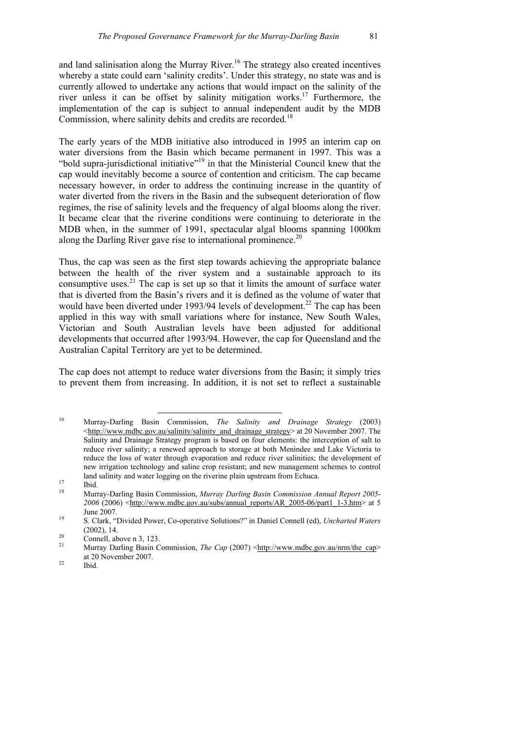and land salinisation along the Murray River.[16] The strategy also created incentives whereby a state could earn 'salinity credits'. Under this strategy, no state was and is currently allowed to undertake any actions that would impact on the salinity of the river unless it can be offset by salinity mitigation works.[17] Furthermore, the implementation of the cap is subject to annual independent audit by the MDB Commission, where salinity debits and credits are recorded.[18]

The early years of the MDB initiative also introduced in 1995 an interim cap on water diversions from the Basin which became permanent in 1997. This was a "bold supra-jurisdictional initiative"[19] in that the Ministerial Council knew that the cap would inevitably become a source of contention and criticism. The cap became necessary however, in order to address the continuing increase in the quantity of water diverted from the rivers in the Basin and the subsequent deterioration of flow regimes, the rise of salinity levels and the frequency of algal blooms along the river. It became clear that the riverine conditions were continuing to deteriorate in the MDB when, in the summer of 1991, spectacular algal blooms spanning 1000km along the Darling River gave rise to international prominence.[20]

Thus, the cap was seen as the first step towards achieving the appropriate balance between the health of the river system and a sustainable approach to its consumptive uses.[21] The cap is set up so that it limits the amount of surface water that is diverted from the Basin's rivers and it is defined as the volume of water that would have been diverted under 1993/94 levels of development.[22] The cap has been applied in this way with small variations where for instance, New South Wales, Victorian and South Australian levels have been adjusted for additional developments that occurred after 1993/94. However, the cap for Queensland and the Australian Capital Territory are yet to be determined.

The cap does not attempt to reduce water diversions from the Basin; it simply tries to prevent them from increasing. In addition, it is not set to reflect a sustainable

---

[16] Murray-Darling Basin Commission, *The Salinity and Drainage Strategy* (2003) <http://www.mdbc.gov.au/salinity/salinity_and_drainage_strategy> at 20 November 2007. The Salinity and Drainage Strategy program is based on four elements: the interception of salt to reduce river salinity; a renewed approach to storage at both Menindee and Lake Victoria to reduce the loss of water through evaporation and reduce river salinities; the development of new irrigation technology and saline crop resistant; and new management schemes to control land salinity and water logging on the riverine plain upstream from Echuca.

[17] Ibid.

[18] Murray-Darling Basin Commission, *Murray Darling Basin Commission Annual Report 2005-2006* (2006) <http://www.mdbc.gov.au/subs/annual_reports/AR_2005-06/part1_1-3.htm> at 5 June 2007.

[19] S. Clark, "Divided Power, Co-operative Solutions?" in Daniel Connell (ed), *Uncharted Waters* (2002), 14.

[20] Connell, above n 3, 123.

[21] Murray Darling Basin Commission, *The Cap* (2007) <http://www.mdbc.gov.au/nrm/the_cap> at 20 November 2007.

[22] Ibid.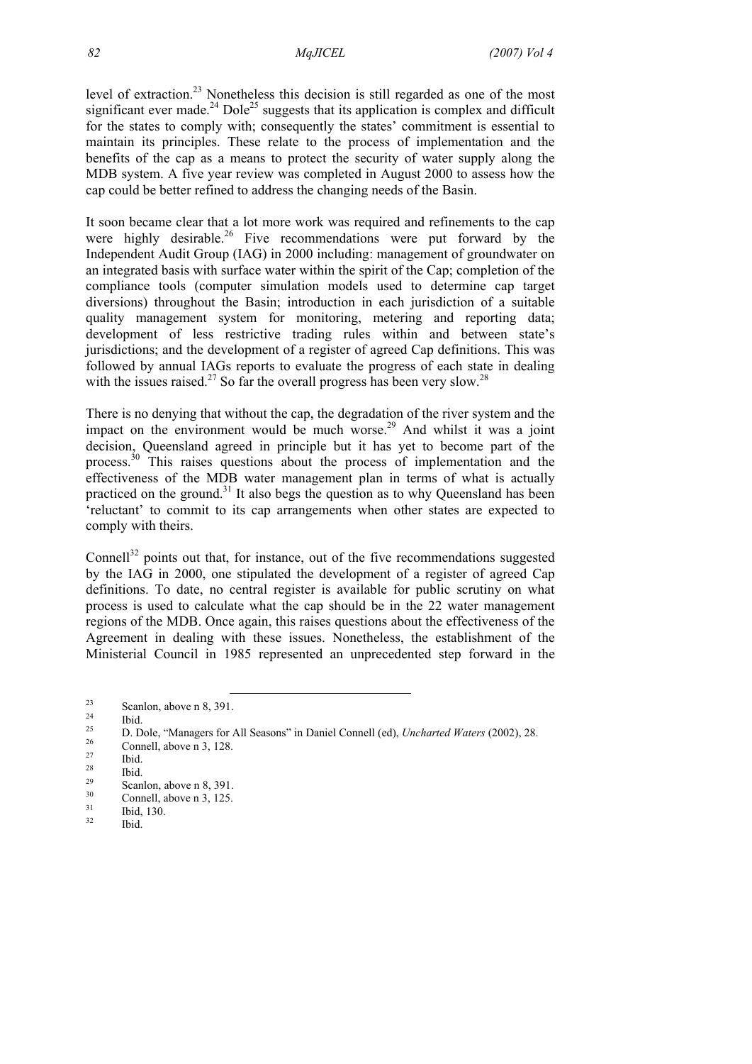level of extraction.[23] Nonetheless this decision is still regarded as one of the most significant ever made.[24] Dole[25] suggests that its application is complex and difficult for the states to comply with; consequently the states' commitment is essential to maintain its principles. These relate to the process of implementation and the benefits of the cap as a means to protect the security of water supply along the MDB system. A five year review was completed in August 2000 to assess how the cap could be better refined to address the changing needs of the Basin.

It soon became clear that a lot more work was required and refinements to the cap were highly desirable.[26] Five recommendations were put forward by the Independent Audit Group (IAG) in 2000 including: management of groundwater on an integrated basis with surface water within the spirit of the Cap; completion of the compliance tools (computer simulation models used to determine cap target diversions) throughout the Basin; introduction in each jurisdiction of a suitable quality management system for monitoring, metering and reporting data; development of less restrictive trading rules within and between state's jurisdictions; and the development of a register of agreed Cap definitions. This was followed by annual IAGs reports to evaluate the progress of each state in dealing with the issues raised.[27] So far the overall progress has been very slow.[28]

There is no denying that without the cap, the degradation of the river system and the impact on the environment would be much worse.[29] And whilst it was a joint decision, Queensland agreed in principle but it has yet to become part of the process.[30] This raises questions about the process of implementation and the effectiveness of the MDB water management plan in terms of what is actually practiced on the ground.[31] It also begs the question as to why Queensland has been 'reluctant' to commit to its cap arrangements when other states are expected to comply with theirs.

Connell[32] points out that, for instance, out of the five recommendations suggested by the IAG in 2000, one stipulated the development of a register of agreed Cap definitions. To date, no central register is available for public scrutiny on what process is used to calculate what the cap should be in the 22 water management regions of the MDB. Once again, this raises questions about the effectiveness of the Agreement in dealing with these issues. Nonetheless, the establishment of the Ministerial Council in 1985 represented an unprecedented step forward in the

---

[23] Scanlon, above n 8, 391.

[24] Ibid.

[25] D. Dole, "Managers for All Seasons" in Daniel Connell (ed), *Uncharted Waters* (2002), 28.

[26] Connell, above n 3, 128.

[27] Ibid.

[28] Ibid.

[29] Scanlon, above n 8, 391.

[30] Connell, above n 3, 125.

[31] Ibid, 130.

[32] Ibid.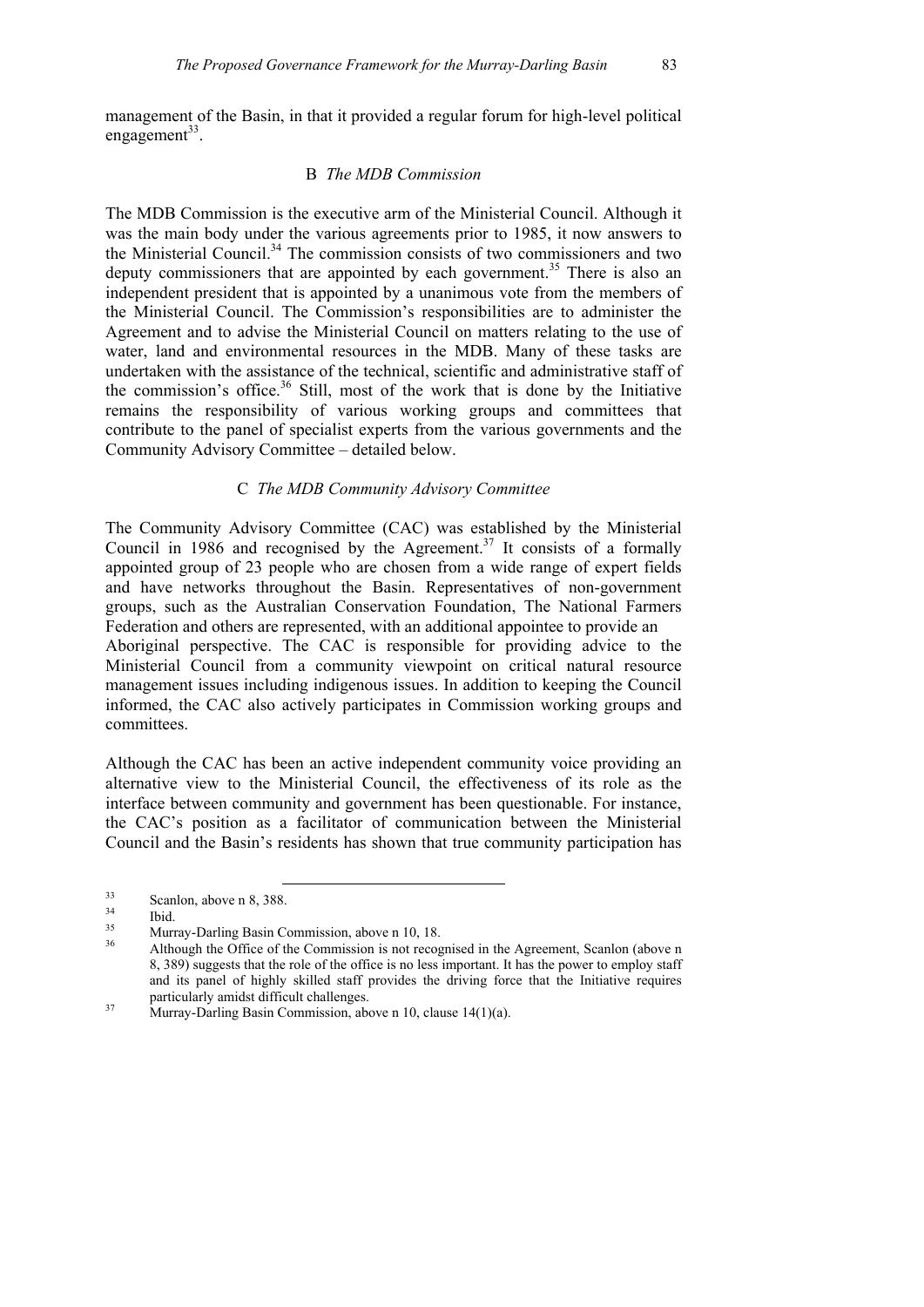management of the Basin, in that it provided a regular forum for high-level political engagement[33].

### B *The MDB Commission*

The MDB Commission is the executive arm of the Ministerial Council. Although it was the main body under the various agreements prior to 1985, it now answers to the Ministerial Council.[34] The commission consists of two commissioners and two deputy commissioners that are appointed by each government.[35] There is also an independent president that is appointed by a unanimous vote from the members of the Ministerial Council. The Commission's responsibilities are to administer the Agreement and to advise the Ministerial Council on matters relating to the use of water, land and environmental resources in the MDB. Many of these tasks are undertaken with the assistance of the technical, scientific and administrative staff of the commission's office.[36] Still, most of the work that is done by the Initiative remains the responsibility of various working groups and committees that contribute to the panel of specialist experts from the various governments and the Community Advisory Committee – detailed below.

### C *The MDB Community Advisory Committee*

The Community Advisory Committee (CAC) was established by the Ministerial Council in 1986 and recognised by the Agreement.[37] It consists of a formally appointed group of 23 people who are chosen from a wide range of expert fields and have networks throughout the Basin. Representatives of non-government groups, such as the Australian Conservation Foundation, The National Farmers Federation and others are represented, with an additional appointee to provide an Aboriginal perspective. The CAC is responsible for providing advice to the Ministerial Council from a community viewpoint on critical natural resource management issues including indigenous issues. In addition to keeping the Council informed, the CAC also actively participates in Commission working groups and committees.

Although the CAC has been an active independent community voice providing an alternative view to the Ministerial Council, the effectiveness of its role as the interface between community and government has been questionable. For instance, the CAC's position as a facilitator of communication between the Ministerial Council and the Basin's residents has shown that true community participation has

---

[33] Scanlon, above n 8, 388.

[34] Ibid.

[35] Murray-Darling Basin Commission, above n 10, 18.

[36] Although the Office of the Commission is not recognised in the Agreement, Scanlon (above n 8, 389) suggests that the role of the office is no less important. It has the power to employ staff and its panel of highly skilled staff provides the driving force that the Initiative requires particularly amidst difficult challenges.

[37] Murray-Darling Basin Commission, above n 10, clause 14(1)(a).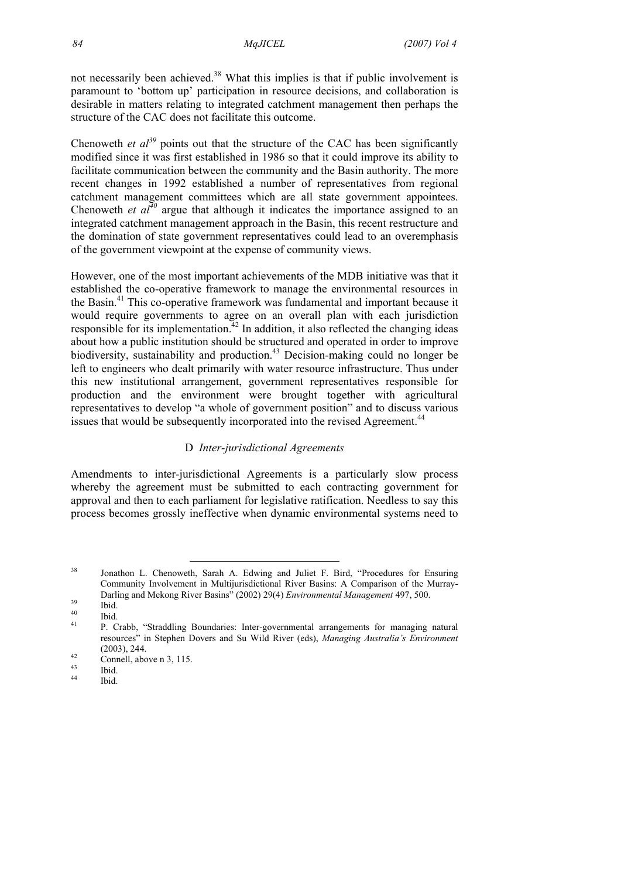not necessarily been achieved.[38] What this implies is that if public involvement is paramount to 'bottom up' participation in resource decisions, and collaboration is desirable in matters relating to integrated catchment management then perhaps the structure of the CAC does not facilitate this outcome.

Chenoweth *et al*[39] points out that the structure of the CAC has been significantly modified since it was first established in 1986 so that it could improve its ability to facilitate communication between the community and the Basin authority. The more recent changes in 1992 established a number of representatives from regional catchment management committees which are all state government appointees. Chenoweth *et al*[40] argue that although it indicates the importance assigned to an integrated catchment management approach in the Basin, this recent restructure and the domination of state government representatives could lead to an overemphasis of the government viewpoint at the expense of community views.

However, one of the most important achievements of the MDB initiative was that it established the co-operative framework to manage the environmental resources in the Basin.[41] This co-operative framework was fundamental and important because it would require governments to agree on an overall plan with each jurisdiction responsible for its implementation.[42] In addition, it also reflected the changing ideas about how a public institution should be structured and operated in order to improve biodiversity, sustainability and production.[43] Decision-making could no longer be left to engineers who dealt primarily with water resource infrastructure. Thus under this new institutional arrangement, government representatives responsible for production and the environment were brought together with agricultural representatives to develop "a whole of government position" and to discuss various issues that would be subsequently incorporated into the revised Agreement.[44]

### D *Inter-jurisdictional Agreements*

Amendments to inter-jurisdictional Agreements is a particularly slow process whereby the agreement must be submitted to each contracting government for approval and then to each parliament for legislative ratification. Needless to say this process becomes grossly ineffective when dynamic environmental systems need to

---

[38] Jonathon L. Chenoweth, Sarah A. Edwing and Juliet F. Bird, "Procedures for Ensuring Community Involvement in Multijurisdictional River Basins: A Comparison of the Murray-Darling and Mekong River Basins" (2002) 29(4) *Environmental Management* 497, 500.

[39] Ibid.

[40] Ibid.

[41] P. Crabb, "Straddling Boundaries: Inter-governmental arrangements for managing natural resources" in Stephen Dovers and Su Wild River (eds), *Managing Australia's Environment* (2003), 244.

[42] Connell, above n 3, 115.

[43] Ibid.

[44] Ibid.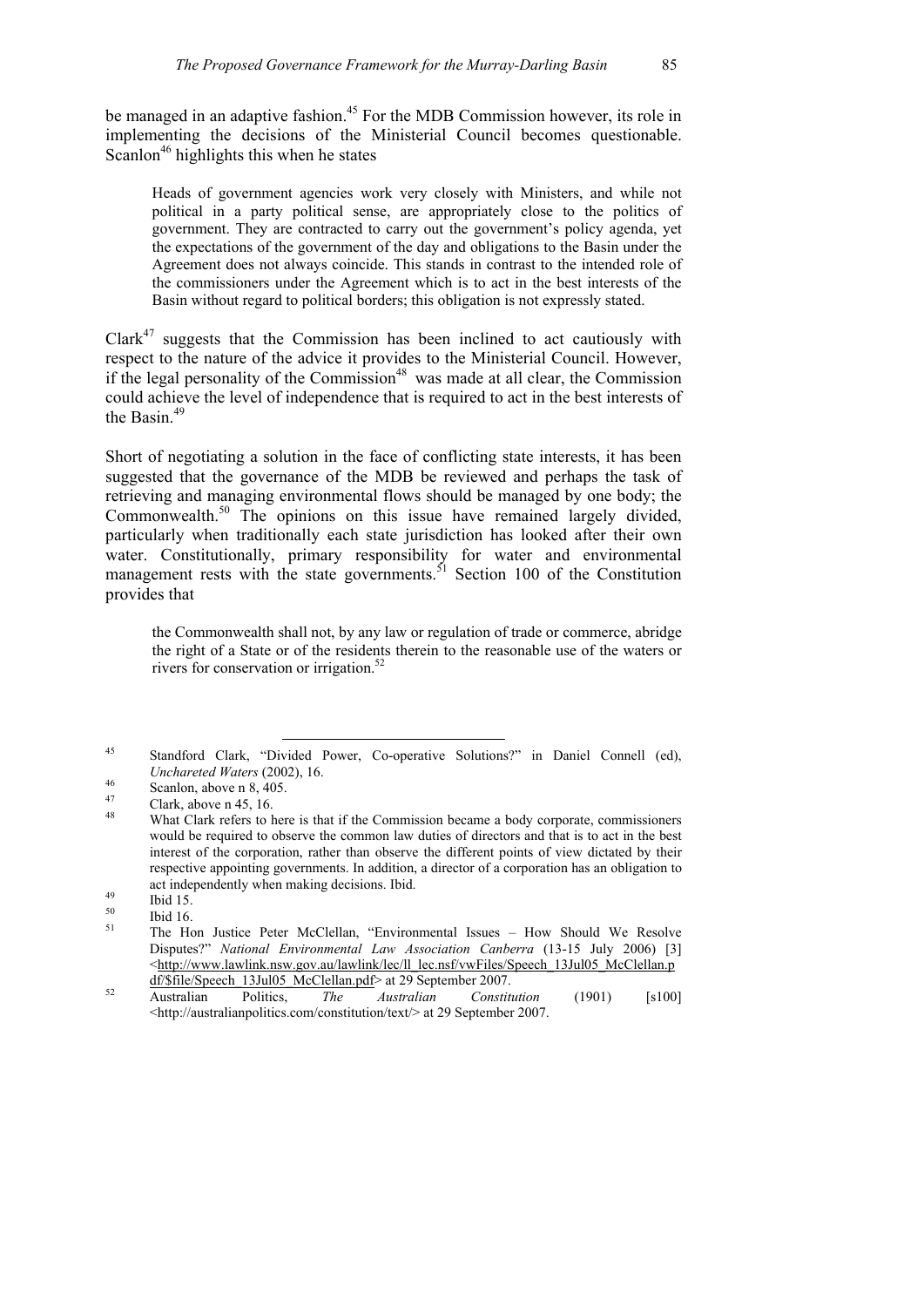be managed in an adaptive fashion.[45] For the MDB Commission however, its role in implementing the decisions of the Ministerial Council becomes questionable. Scanlon[46] highlights this when he states

> Heads of government agencies work very closely with Ministers, and while not political in a party political sense, are appropriately close to the politics of government. They are contracted to carry out the government's policy agenda, yet the expectations of the government of the day and obligations to the Basin under the Agreement does not always coincide. This stands in contrast to the intended role of the commissioners under the Agreement which is to act in the best interests of the Basin without regard to political borders; this obligation is not expressly stated.

Clark[47] suggests that the Commission has been inclined to act cautiously with respect to the nature of the advice it provides to the Ministerial Council. However, if the legal personality of the Commission[48] was made at all clear, the Commission could achieve the level of independence that is required to act in the best interests of the Basin.[49]

Short of negotiating a solution in the face of conflicting state interests, it has been suggested that the governance of the MDB be reviewed and perhaps the task of retrieving and managing environmental flows should be managed by one body; the Commonwealth.[50] The opinions on this issue have remained largely divided, particularly when traditionally each state jurisdiction has looked after their own water. Constitutionally, primary responsibility for water and environmental management rests with the state governments.[51] Section 100 of the Constitution provides that

> the Commonwealth shall not, by any law or regulation of trade or commerce, abridge the right of a State or of the residents therein to the reasonable use of the waters or rivers for conservation or irrigation.[52]

---

45 Standford Clark, "Divided Power, Co-operative Solutions?" in Daniel Connell (ed), *Unchareted Waters* (2002), 16.

46 Scanlon, above n 8, 405.

47 Clark, above n 45, 16.

48 What Clark refers to here is that if the Commission became a body corporate, commissioners would be required to observe the common law duties of directors and that is to act in the best interest of the corporation, rather than observe the different points of view dictated by their respective appointing governments. In addition, a director of a corporation has an obligation to act independently when making decisions. Ibid.

49 Ibid 15.

50 Ibid 16.

51 The Hon Justice Peter McClellan, "Environmental Issues – How Should We Resolve Disputes?" *National Environmental Law Association Canberra* (13-15 July 2006) [3] <http://www.lawlink.nsw.gov.au/lawlink/lec/ll_lec.nsf/vwFiles/Speech_13Jul05_McClellan.pdf/$file/Speech_13Jul05_McClellan.pdf> at 29 September 2007.

52 Australian Politics, *The Australian Constitution* (1901) [s100] <http://australianpolitics.com/constitution/text/> at 29 September 2007.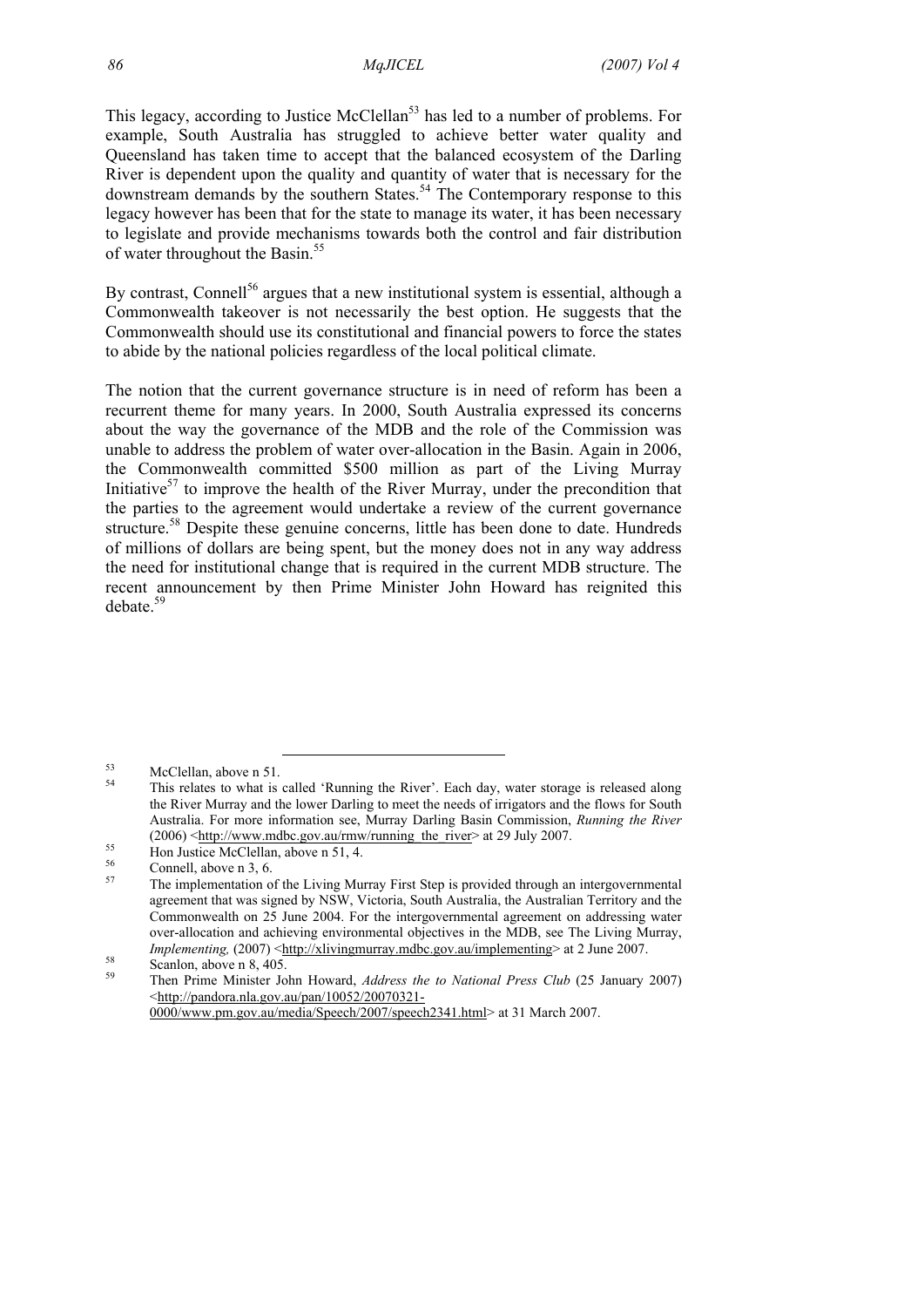This legacy, according to Justice McClellan[53] has led to a number of problems. For example, South Australia has struggled to achieve better water quality and Queensland has taken time to accept that the balanced ecosystem of the Darling River is dependent upon the quality and quantity of water that is necessary for the downstream demands by the southern States.[54] The Contemporary response to this legacy however has been that for the state to manage its water, it has been necessary to legislate and provide mechanisms towards both the control and fair distribution of water throughout the Basin.[55]

By contrast, Connell[56] argues that a new institutional system is essential, although a Commonwealth takeover is not necessarily the best option. He suggests that the Commonwealth should use its constitutional and financial powers to force the states to abide by the national policies regardless of the local political climate.

The notion that the current governance structure is in need of reform has been a recurrent theme for many years. In 2000, South Australia expressed its concerns about the way the governance of the MDB and the role of the Commission was unable to address the problem of water over-allocation in the Basin. Again in 2006, the Commonwealth committed $500 million as part of the Living Murray Initiative[57] to improve the health of the River Murray, under the precondition that the parties to the agreement would undertake a review of the current governance structure.[58] Despite these genuine concerns, little has been done to date. Hundreds of millions of dollars are being spent, but the money does not in any way address the need for institutional change that is required in the current MDB structure. The recent announcement by then Prime Minister John Howard has reignited this debate.[59]

---

[53] McClellan, above n 51.

[54] This relates to what is called 'Running the River'. Each day, water storage is released along the River Murray and the lower Darling to meet the needs of irrigators and the flows for South Australia. For more information see, Murray Darling Basin Commission, *Running the River* (2006) <http://www.mdbc.gov.au/rmw/running_the_river> at 29 July 2007.

[55] Hon Justice McClellan, above n 51, 4.

[56] Connell, above n 3, 6.

[57] The implementation of the Living Murray First Step is provided through an intergovernmental agreement that was signed by NSW, Victoria, South Australia, the Australian Territory and the Commonwealth on 25 June 2004. For the intergovernmental agreement on addressing water over-allocation and achieving environmental objectives in the MDB, see The Living Murray, *Implementing,* (2007) <http://xlivingmurray.mdbc.gov.au/implementing> at 2 June 2007.

[58] Scanlon, above n 8, 405.

[59] Then Prime Minister John Howard, *Address the to National Press Club* (25 January 2007) <http://pandora.nla.gov.au/pan/10052/20070321-0000/www.pm.gov.au/media/Speech/2007/speech2341.html> at 31 March 2007.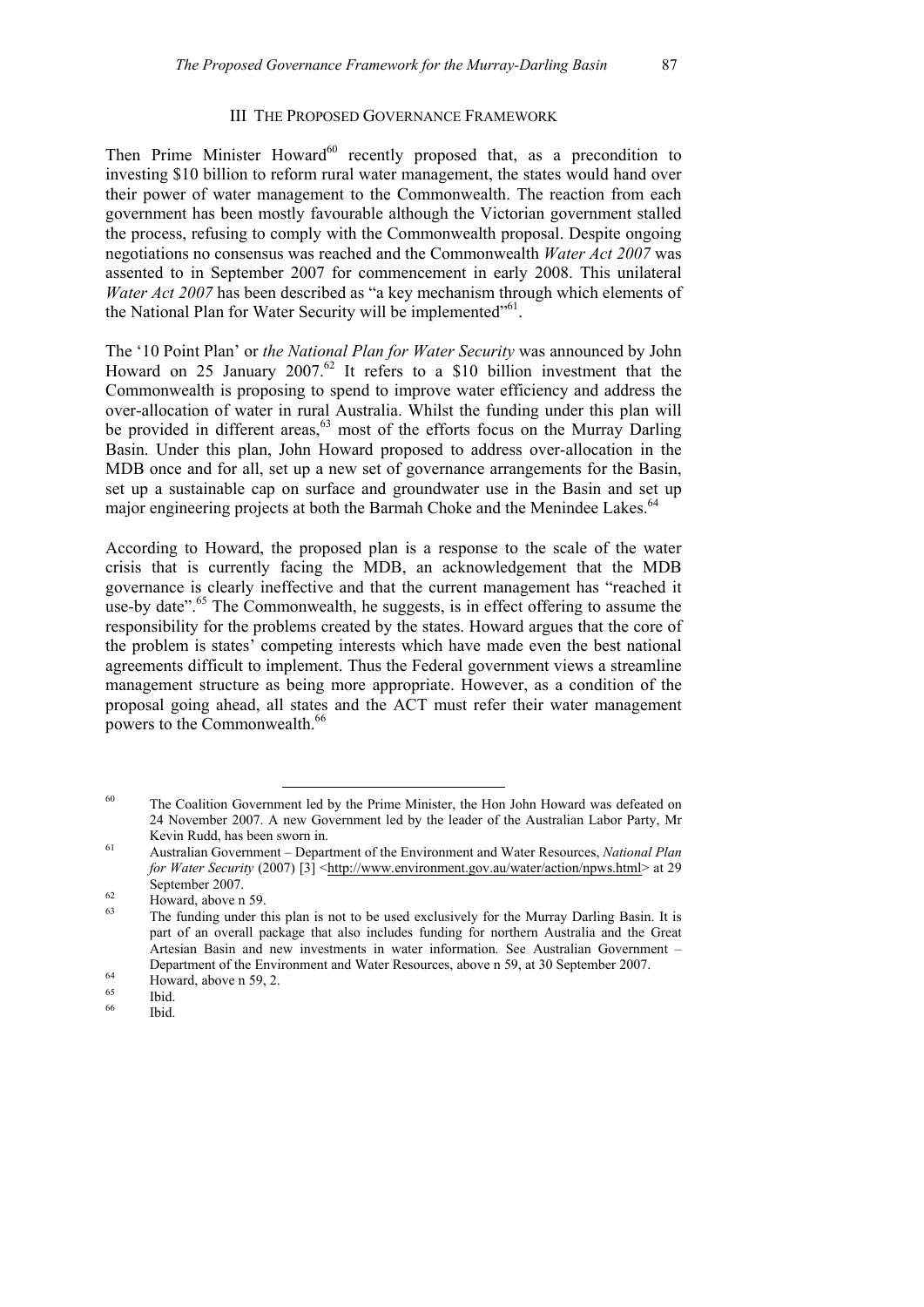## III The Proposed Governance Framework

Then Prime Minister Howard[60] recently proposed that, as a precondition to investing $10 billion to reform rural water management, the states would hand over their power of water management to the Commonwealth. The reaction from each government has been mostly favourable although the Victorian government stalled the process, refusing to comply with the Commonwealth proposal. Despite ongoing negotiations no consensus was reached and the Commonwealth *Water Act 2007* was assented to in September 2007 for commencement in early 2008. This unilateral *Water Act 2007* has been described as "a key mechanism through which elements of the National Plan for Water Security will be implemented"[61].

The '10 Point Plan' or *the National Plan for Water Security* was announced by John Howard on 25 January 2007.[62] It refers to a $10 billion investment that the Commonwealth is proposing to spend to improve water efficiency and address the over-allocation of water in rural Australia. Whilst the funding under this plan will be provided in different areas,[63] most of the efforts focus on the Murray Darling Basin. Under this plan, John Howard proposed to address over-allocation in the MDB once and for all, set up a new set of governance arrangements for the Basin, set up a sustainable cap on surface and groundwater use in the Basin and set up major engineering projects at both the Barmah Choke and the Menindee Lakes.[64]

According to Howard, the proposed plan is a response to the scale of the water crisis that is currently facing the MDB, an acknowledgement that the MDB governance is clearly ineffective and that the current management has "reached it use-by date".[65] The Commonwealth, he suggests, is in effect offering to assume the responsibility for the problems created by the states. Howard argues that the core of the problem is states' competing interests which have made even the best national agreements difficult to implement. Thus the Federal government views a streamline management structure as being more appropriate. However, as a condition of the proposal going ahead, all states and the ACT must refer their water management powers to the Commonwealth.[66]

---

[60] The Coalition Government led by the Prime Minister, the Hon John Howard was defeated on 24 November 2007. A new Government led by the leader of the Australian Labor Party, Mr Kevin Rudd, has been sworn in.

[61] Australian Government – Department of the Environment and Water Resources, *National Plan for Water Security* (2007) [3] <http://www.environment.gov.au/water/action/npws.html> at 29 September 2007.

[62] Howard, above n 59.

[63] The funding under this plan is not to be used exclusively for the Murray Darling Basin. It is part of an overall package that also includes funding for northern Australia and the Great Artesian Basin and new investments in water information. See Australian Government – Department of the Environment and Water Resources, above n 59, at 30 September 2007.

[64] Howard, above n 59, 2.

[65] Ibid.

[66] Ibid.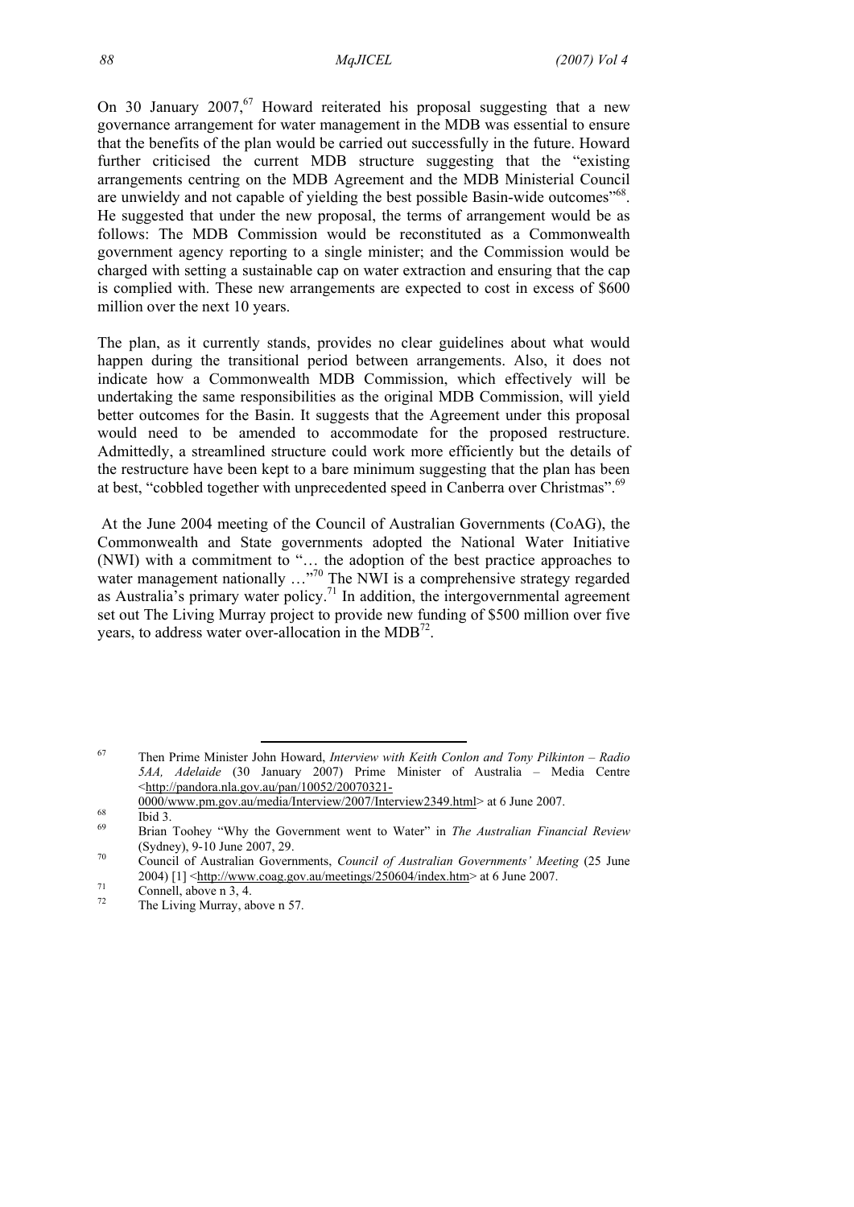On 30 January 2007,[67] Howard reiterated his proposal suggesting that a new governance arrangement for water management in the MDB was essential to ensure that the benefits of the plan would be carried out successfully in the future. Howard further criticised the current MDB structure suggesting that the "existing arrangements centring on the MDB Agreement and the MDB Ministerial Council are unwieldy and not capable of yielding the best possible Basin-wide outcomes"[68]. He suggested that under the new proposal, the terms of arrangement would be as follows: The MDB Commission would be reconstituted as a Commonwealth government agency reporting to a single minister; and the Commission would be charged with setting a sustainable cap on water extraction and ensuring that the cap is complied with. These new arrangements are expected to cost in excess of $600 million over the next 10 years.

The plan, as it currently stands, provides no clear guidelines about what would happen during the transitional period between arrangements. Also, it does not indicate how a Commonwealth MDB Commission, which effectively will be undertaking the same responsibilities as the original MDB Commission, will yield better outcomes for the Basin. It suggests that the Agreement under this proposal would need to be amended to accommodate for the proposed restructure. Admittedly, a streamlined structure could work more efficiently but the details of the restructure have been kept to a bare minimum suggesting that the plan has been at best, "cobbled together with unprecedented speed in Canberra over Christmas".[69]

At the June 2004 meeting of the Council of Australian Governments (CoAG), the Commonwealth and State governments adopted the National Water Initiative (NWI) with a commitment to "… the adoption of the best practice approaches to water management nationally …"[70] The NWI is a comprehensive strategy regarded as Australia's primary water policy.[71] In addition, the intergovernmental agreement set out The Living Murray project to provide new funding of $500 million over five years, to address water over-allocation in the MDB[72].

---

[67] Then Prime Minister John Howard, *Interview with Keith Conlon and Tony Pilkinton – Radio 5AA, Adelaide* (30 January 2007) Prime Minister of Australia – Media Centre <http://pandora.nla.gov.au/pan/10052/20070321-0000/www.pm.gov.au/media/Interview/2007/Interview2349.html> at 6 June 2007.

[68] Ibid 3.

[69] Brian Toohey "Why the Government went to Water" in *The Australian Financial Review* (Sydney), 9-10 June 2007, 29.

[70] Council of Australian Governments, *Council of Australian Governments' Meeting* (25 June 2004) [1] <http://www.coag.gov.au/meetings/250604/index.htm> at 6 June 2007.

[71] Connell, above n 3, 4.

[72] The Living Murray, above n 57.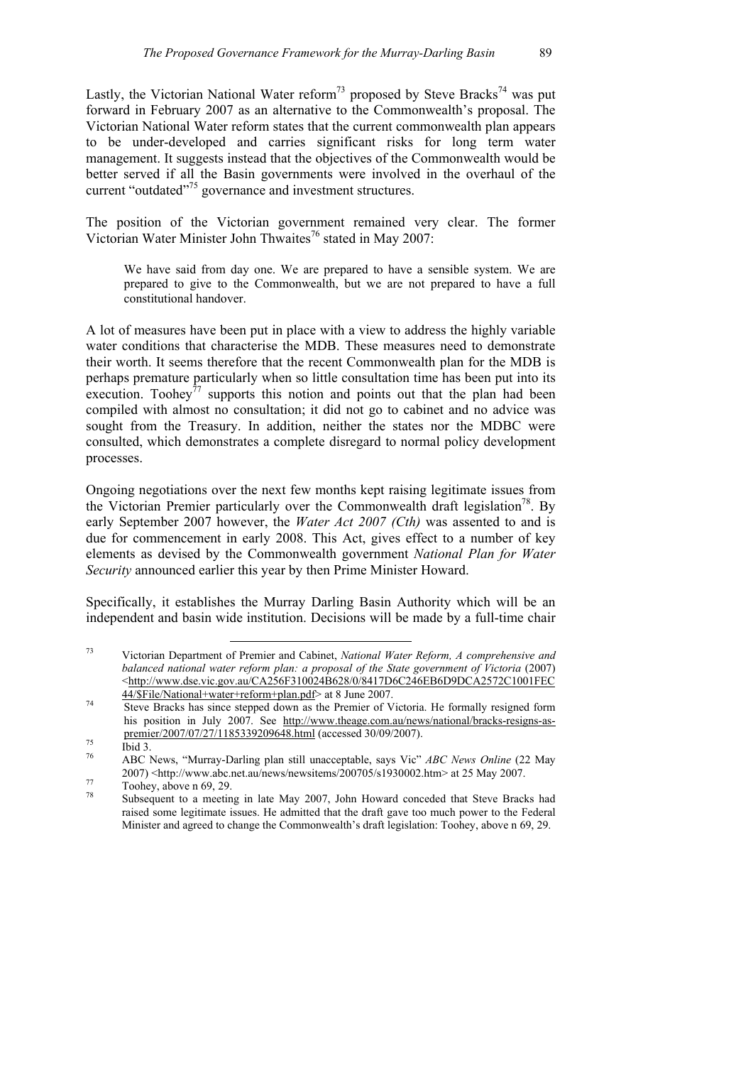Lastly, the Victorian National Water reform[73] proposed by Steve Bracks[74] was put forward in February 2007 as an alternative to the Commonwealth's proposal. The Victorian National Water reform states that the current commonwealth plan appears to be under-developed and carries significant risks for long term water management. It suggests instead that the objectives of the Commonwealth would be better served if all the Basin governments were involved in the overhaul of the current "outdated"[75] governance and investment structures.

The position of the Victorian government remained very clear. The former Victorian Water Minister John Thwaites[76] stated in May 2007:

> We have said from day one. We are prepared to have a sensible system. We are prepared to give to the Commonwealth, but we are not prepared to have a full constitutional handover.

A lot of measures have been put in place with a view to address the highly variable water conditions that characterise the MDB. These measures need to demonstrate their worth. It seems therefore that the recent Commonwealth plan for the MDB is perhaps premature particularly when so little consultation time has been put into its execution. Toohey[77] supports this notion and points out that the plan had been compiled with almost no consultation; it did not go to cabinet and no advice was sought from the Treasury. In addition, neither the states nor the MDBC were consulted, which demonstrates a complete disregard to normal policy development processes.

Ongoing negotiations over the next few months kept raising legitimate issues from the Victorian Premier particularly over the Commonwealth draft legislation[78]. By early September 2007 however, the *Water Act 2007 (Cth)* was assented to and is due for commencement in early 2008. This Act, gives effect to a number of key elements as devised by the Commonwealth government *National Plan for Water Security* announced earlier this year by then Prime Minister Howard.

Specifically, it establishes the Murray Darling Basin Authority which will be an independent and basin wide institution. Decisions will be made by a full-time chair

---

[73] Victorian Department of Premier and Cabinet, *National Water Reform, A comprehensive and balanced national water reform plan: a proposal of the State government of Victoria* (2007) <http://www.dse.vic.gov.au/CA256F310024B628/0/8417D6C246EB6D9DCA2572C1001FEC44/$File/National+water+reform+plan.pdf> at 8 June 2007.

[74] Steve Bracks has since stepped down as the Premier of Victoria. He formally resigned form his position in July 2007. See http://www.theage.com.au/news/national/bracks-resigns-as-premier/2007/07/27/1185339209648.html (accessed 30/09/2007).

[75] Ibid 3.

[76] ABC News, "Murray-Darling plan still unacceptable, says Vic" *ABC News Online* (22 May 2007) <http://www.abc.net.au/news/newsitems/200705/s1930002.htm> at 25 May 2007.

[77] Toohey, above n 69, 29.

[78] Subsequent to a meeting in late May 2007, John Howard conceded that Steve Bracks had raised some legitimate issues. He admitted that the draft gave too much power to the Federal Minister and agreed to change the Commonwealth's draft legislation: Toohey, above n 69, 29.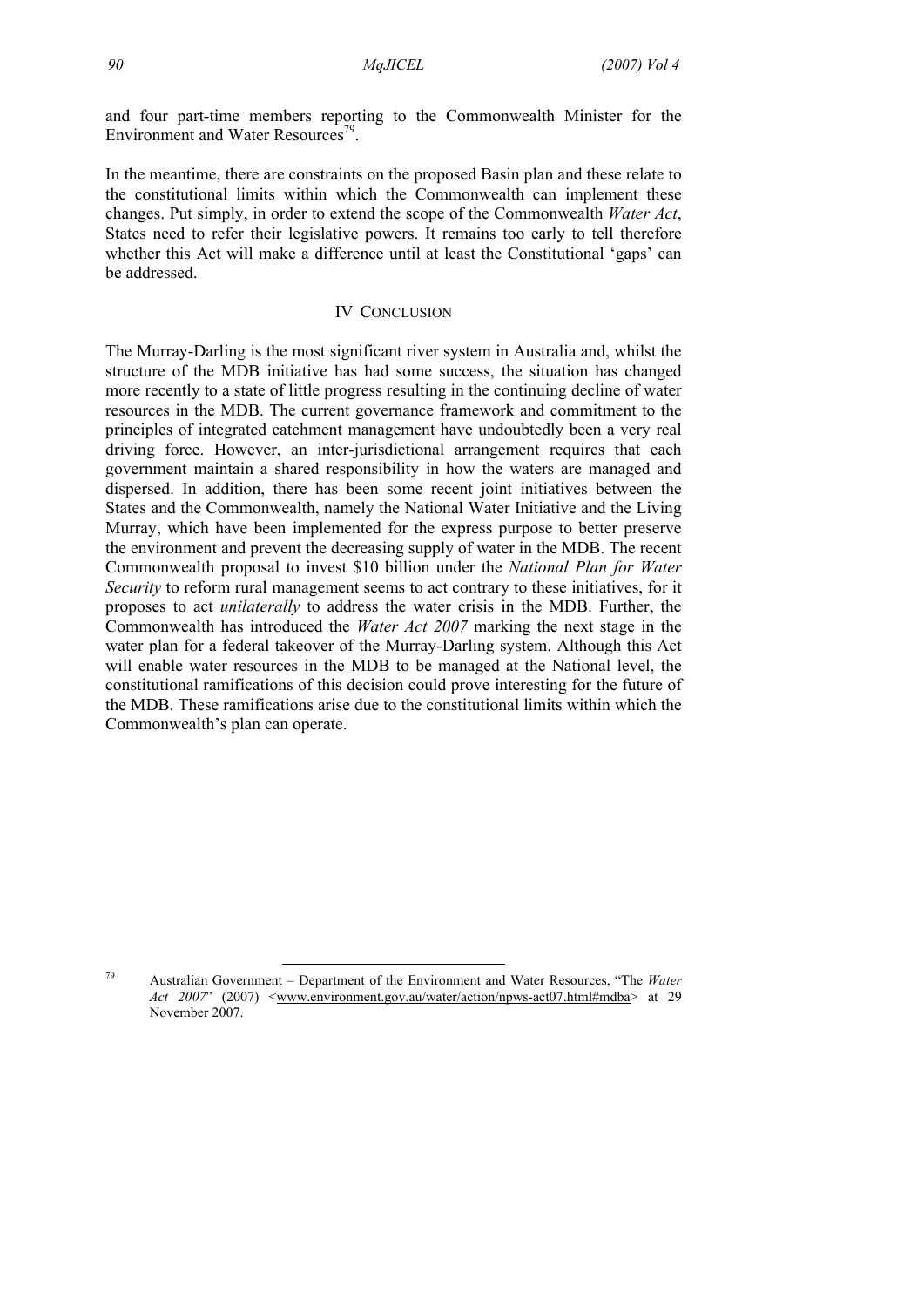and four part-time members reporting to the Commonwealth Minister for the Environment and Water Resources[79].

In the meantime, there are constraints on the proposed Basin plan and these relate to the constitutional limits within which the Commonwealth can implement these changes. Put simply, in order to extend the scope of the Commonwealth *Water Act*, States need to refer their legislative powers. It remains too early to tell therefore whether this Act will make a difference until at least the Constitutional 'gaps' can be addressed.

## IV CONCLUSION

The Murray-Darling is the most significant river system in Australia and, whilst the structure of the MDB initiative has had some success, the situation has changed more recently to a state of little progress resulting in the continuing decline of water resources in the MDB. The current governance framework and commitment to the principles of integrated catchment management have undoubtedly been a very real driving force. However, an inter-jurisdictional arrangement requires that each government maintain a shared responsibility in how the waters are managed and dispersed. In addition, there has been some recent joint initiatives between the States and the Commonwealth, namely the National Water Initiative and the Living Murray, which have been implemented for the express purpose to better preserve the environment and prevent the decreasing supply of water in the MDB. The recent Commonwealth proposal to invest $10 billion under the *National Plan for Water Security* to reform rural management seems to act contrary to these initiatives, for it proposes to act *unilaterally* to address the water crisis in the MDB. Further, the Commonwealth has introduced the *Water Act 2007* marking the next stage in the water plan for a federal takeover of the Murray-Darling system. Although this Act will enable water resources in the MDB to be managed at the National level, the constitutional ramifications of this decision could prove interesting for the future of the MDB. These ramifications arise due to the constitutional limits within which the Commonwealth's plan can operate.

---

[79] Australian Government – Department of the Environment and Water Resources, "The *Water Act 2007*" (2007) <www.environment.gov.au/water/action/npws-act07.html#mdba> at 29 November 2007.